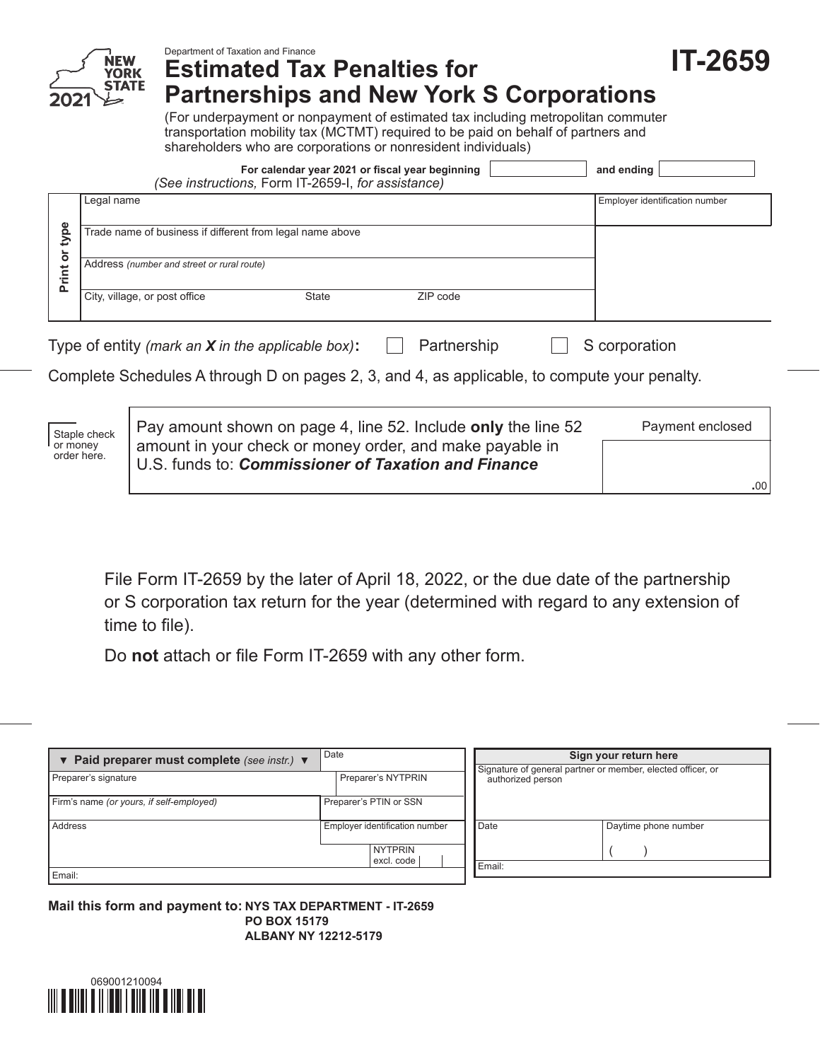Department of Taxation and Finance

New York State 2021

# Estimated Tax Penalties for Partnerships and New York S Corporations

# IT-2659

(For underpayment or nonpayment of estimated tax including metropolitan commuter transportation mobility tax (MCTMT) required to be paid on behalf of partners and shareholders who are corporations or nonresident individuals)

**For calendar year 2021 or fiscal year beginning** ______ **and ending** ______

*(See instructions,* Form IT-2659-I, *for assistance)*

**Print or type**

| Legal name | | | Employer identification number |
|---|---|---|---|
| Trade name of business if different from legal name above | | | |
| Address *(number and street or rural route)* | | | |
| City, village, or post office | State | ZIP code | |

Type of entity *(mark an **X** in the applicable box)*: ☐ Partnership ☐ S corporation

Complete Schedules A through D on pages 2, 3, and 4, as applicable, to compute your penalty.

Staple check or money order here.

| Pay amount shown on page 4, line 52. Include **only** the line 52 amount in your check or money order, and make payable in U.S. funds to: ***Commissioner of Taxation and Finance*** | Payment enclosed .00 |
|---|---|

File Form IT-2659 by the later of April 18, 2022, or the due date of the partnership or S corporation tax return for the year (determined with regard to any extension of time to file).

Do **not** attach or file Form IT-2659 with any other form.

| ▼ **Paid preparer must complete** *(see instr.)* ▼ | Date | |
|---|---|---|
| Preparer's signature | | Preparer's NYTPRIN |
| Firm's name *(or yours, if self-employed)* | Preparer's PTIN or SSN | |
| Address | Employer identification number | |
| | | NYTPRIN excl. code |
| Email: | | |

| **Sign your return here** | |
|---|---|
| Signature of general partner or member, elected officer, or authorized person | |
| Date | Daytime phone number ( ) |
| Email: | |

**Mail this form and payment to: NYS TAX DEPARTMENT - IT-2659**
**PO BOX 15179**
**ALBANY NY 12212-5179**

069001210094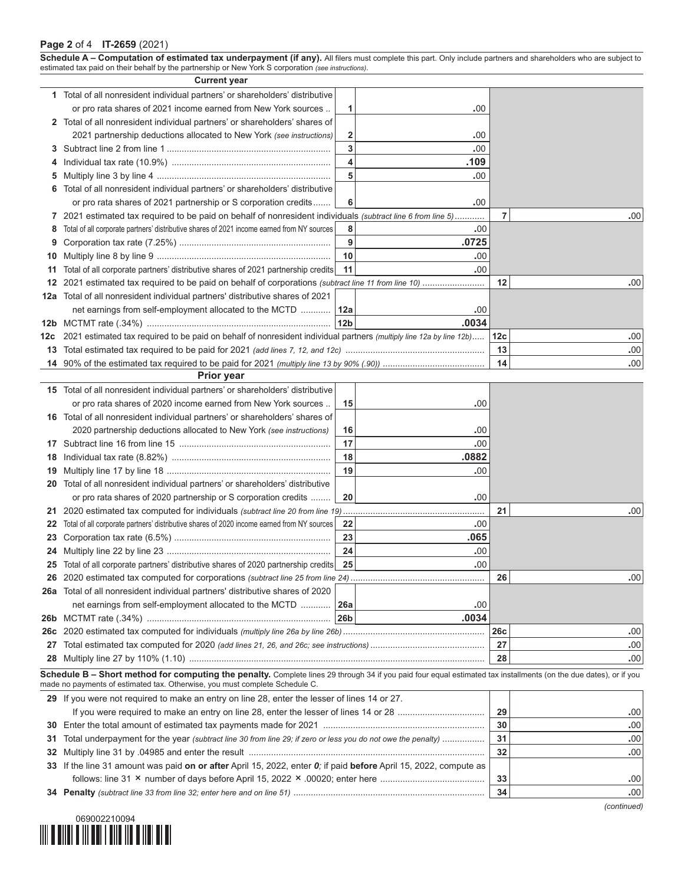**IT-2659** (2021)

**Schedule A – Computation of estimated tax underpayment (if any).** All filers must complete this part. Only include partners and shareholders who are subject to estimated tax paid on their behalf by the partnership or New York S corporation *(see instructions)*.

**Current year**

| Line | Description | | | | |
|---|---|---|---|---|---|
| 1 | Total of all nonresident individual partners' or shareholders' distributive or pro rata shares of 2021 income earned from New York sources | 1 | .00 | | |
| 2 | Total of all nonresident individual partners' or shareholders' shares of 2021 partnership deductions allocated to New York *(see instructions)* | 2 | .00 | | |
| 3 | Subtract line 2 from line 1 | 3 | .00 | | |
| 4 | Individual tax rate (10.9%) | 4 | .109 | | |
| 5 | Multiply line 3 by line 4 | 5 | .00 | | |
| 6 | Total of all nonresident individual partners' or shareholders' distributive or pro rata shares of 2021 partnership or S corporation credits | 6 | .00 | | |
| 7 | 2021 estimated tax required to be paid on behalf of nonresident individuals *(subtract line 6 from line 5)* | | | 7 | .00 |
| 8 | Total of all corporate partners' distributive shares of 2021 income earned from NY sources | 8 | .00 | | |
| 9 | Corporation tax rate (7.25%) | 9 | .0725 | | |
| 10 | Multiply line 8 by line 9 | 10 | .00 | | |
| 11 | Total of all corporate partners' distributive shares of 2021 partnership credits | 11 | .00 | | |
| 12 | 2021 estimated tax required to be paid on behalf of corporations *(subtract line 11 from line 10)* | | | 12 | .00 |
| 12a | Total of all nonresident individual partners' distributive shares of 2021 net earnings from self-employment allocated to the MCTD | 12a | .00 | | |
| 12b | MCTMT rate (.34%) | 12b | .0034 | | |
| 12c | 2021 estimated tax required to be paid on behalf of nonresident individual partners *(multiply line 12a by line 12b)* | | | 12c | .00 |
| 13 | Total estimated tax required to be paid for 2021 *(add lines 7, 12, and 12c)* | | | 13 | .00 |
| 14 | 90% of the estimated tax required to be paid for 2021 *(multiply line 13 by 90% (.90))* | | | 14 | .00 |

**Prior year**

| Line | Description | | | | |
|---|---|---|---|---|---|
| 15 | Total of all nonresident individual partners' or shareholders' distributive or pro rata shares of 2020 income earned from New York sources | 15 | .00 | | |
| 16 | Total of all nonresident individual partners' or shareholders' shares of 2020 partnership deductions allocated to New York *(see instructions)* | 16 | .00 | | |
| 17 | Subtract line 16 from line 15 | 17 | .00 | | |
| 18 | Individual tax rate (8.82%) | 18 | .0882 | | |
| 19 | Multiply line 17 by line 18 | 19 | .00 | | |
| 20 | Total of all nonresident individual partners' or shareholders' distributive or pro rata shares of 2020 partnership or S corporation credits | 20 | .00 | | |
| 21 | 2020 estimated tax computed for individuals *(subtract line 20 from line 19)* | | | 21 | .00 |
| 22 | Total of all corporate partners' distributive shares of 2020 income earned from NY sources | 22 | .00 | | |
| 23 | Corporation tax rate (6.5%) | 23 | .065 | | |
| 24 | Multiply line 22 by line 23 | 24 | .00 | | |
| 25 | Total of all corporate partners' distributive shares of 2020 partnership credits | 25 | .00 | | |
| 26 | 2020 estimated tax computed for corporations *(subtract line 25 from line 24)* | | | 26 | .00 |
| 26a | Total of all nonresident individual partners' distributive shares of 2020 net earnings from self-employment allocated to the MCTD | 26a | .00 | | |
| 26b | MCTMT rate (.34%) | 26b | .0034 | | |
| 26c | 2020 estimated tax computed for individuals *(multiply line 26a by line 26b)* | | | 26c | .00 |
| 27 | Total estimated tax computed for 2020 *(add lines 21, 26, and 26c; see instructions)* | | | 27 | .00 |
| 28 | Multiply line 27 by 110% (1.10) | | | 28 | .00 |

**Schedule B – Short method for computing the penalty.** Complete lines 29 through 34 if you paid four equal estimated tax installments (on the due dates), or if you made no payments of estimated tax. Otherwise, you must complete Schedule C.

| Line | Description | | |
|---|---|---|---|
| 29 | If you were not required to make an entry on line 28, enter the lesser of lines 14 or 27. If you were required to make an entry on line 28, enter the lesser of lines 14 or 28 | 29 | .00 |
| 30 | Enter the total amount of estimated tax payments made for 2021 | 30 | .00 |
| 31 | Total underpayment for the year *(subtract line 30 from line 29; if zero or less you do not owe the penalty)* | 31 | .00 |
| 32 | Multiply line 31 by .04985 and enter the result | 32 | .00 |
| 33 | If the line 31 amount was paid **on or after** April 15, 2022, enter *0*; if paid **before** April 15, 2022, compute as follows: line 31 × number of days before April 15, 2022 × .00020; enter here | 33 | .00 |
| 34 | **Penalty** *(subtract line 33 from line 32; enter here and on line 51)* | 34 | .00 |

*(continued)*

069002210094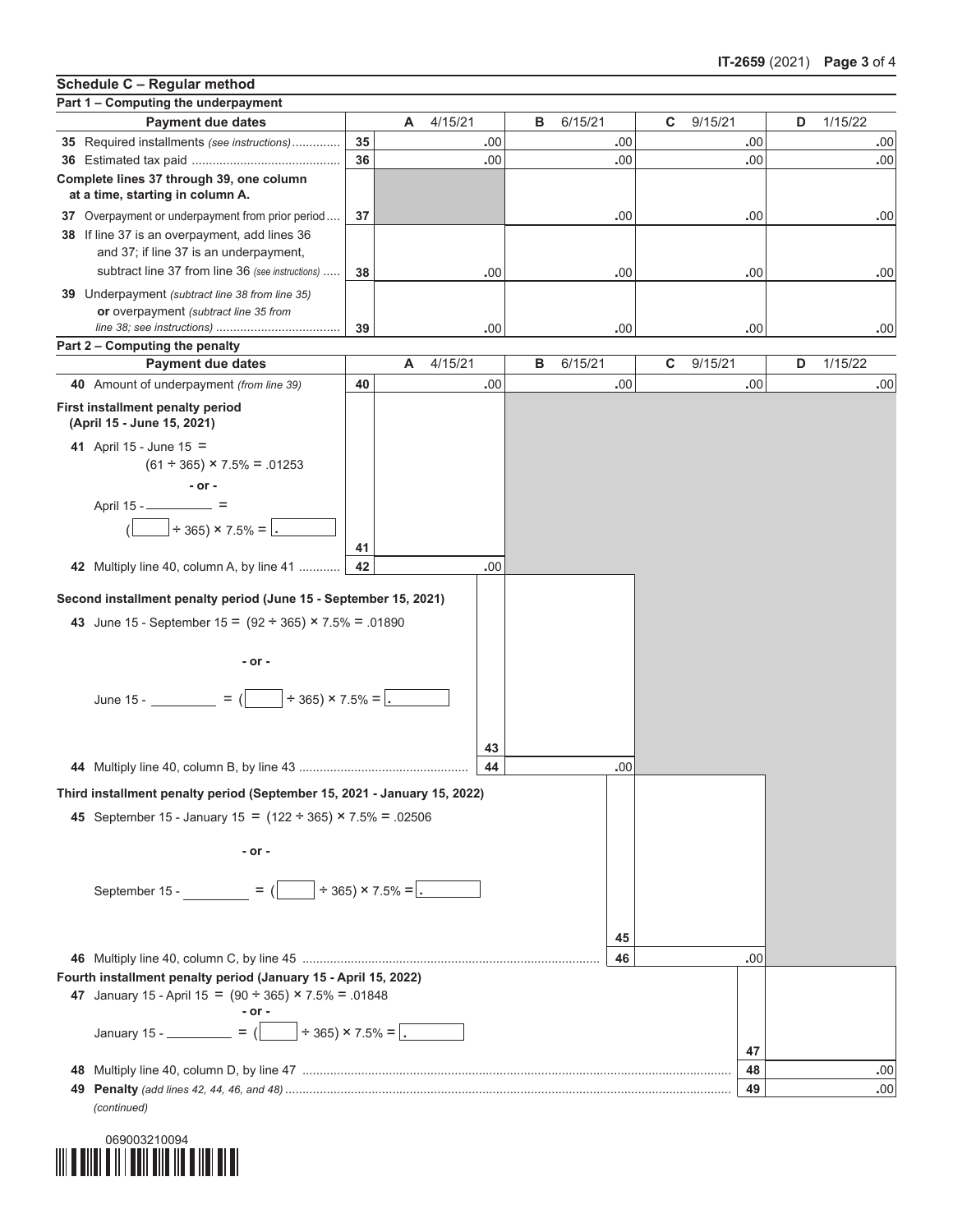## Schedule C – Regular method

### Part 1 – Computing the underpayment

| Payment due dates | | A 4/15/21 | B 6/15/21 | C 9/15/21 | D 1/15/22 |
|---|---|---|---|---|---|
| **35** Required installments *(see instructions)* | 35 | .00 | .00 | .00 | .00 |
| **36** Estimated tax paid | 36 | .00 | .00 | .00 | .00 |
| **Complete lines 37 through 39, one column at a time, starting in column A.** | | | | | |
| **37** Overpayment or underpayment from prior period | 37 | | .00 | .00 | .00 |
| **38** If line 37 is an overpayment, add lines 36 and 37; if line 37 is an underpayment, subtract line 37 from line 36 *(see instructions)* | 38 | .00 | .00 | .00 | .00 |
| **39** Underpayment *(subtract line 38 from line 35)* **or** overpayment *(subtract line 35 from line 38; see instructions)* | 39 | .00 | .00 | .00 | .00 |

### Part 2 – Computing the penalty

| Payment due dates | | A 4/15/21 | B 6/15/21 | C 9/15/21 | D 1/15/22 |
|---|---|---|---|---|---|
| **40** Amount of underpayment *(from line 39)* | 40 | .00 | .00 | .00 | .00 |

**First installment penalty period (April 15 - June 15, 2021)**

**41** April 15 - June 15 = $(61 \div 365) \times 7.5\% = .01253$

- or -

April 15 - ________ = ( ____ $\div$ 365) $\times$ 7.5% = ____ . **41** ____

**42** Multiply line 40, column A, by line 41 ............ **42** ____ .00

**Second installment penalty period (June 15 - September 15, 2021)**

**43** June 15 - September 15 = $(92 \div 365) \times 7.5\% = .01890$

- or -

June 15 - ________ = ( ____ $\div$ 365) $\times$ 7.5% = ____ . **43** ____

**44** Multiply line 40, column B, by line 43 ............ **44** ____ .00

**Third installment penalty period (September 15, 2021 - January 15, 2022)**

**45** September 15 - January 15 = $(122 \div 365) \times 7.5\% = .02506$

- or -

September 15 - ________ = ( ____ $\div$ 365) $\times$ 7.5% = ____ . **45** ____

**46** Multiply line 40, column C, by line 45 ............ **46** ____ .00

**Fourth installment penalty period (January 15 - April 15, 2022)**

**47** January 15 - April 15 = $(90 \div 365) \times 7.5\% = .01848$

- or -

January 15 - ________ = ( ____ $\div$ 365) $\times$ 7.5% = ____ . **47** ____

**48** Multiply line 40, column D, by line 47 ............ **48** ____ .00

**49** **Penalty** *(add lines 42, 44, 46, and 48)* ............ **49** ____ .00

*(continued)*

069003210094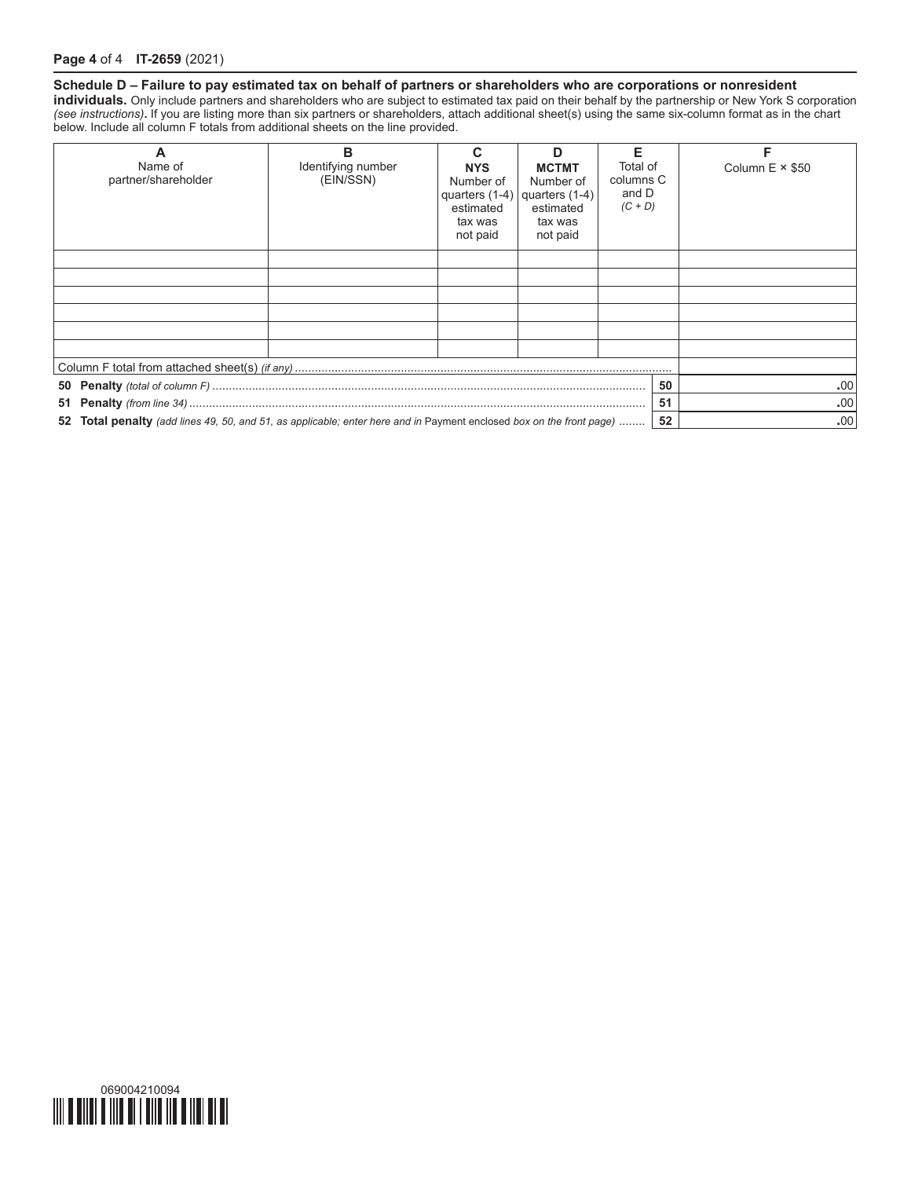## Schedule D – Failure to pay estimated tax on behalf of partners or shareholders who are corporations or nonresident individuals.

Only include partners and shareholders who are subject to estimated tax paid on their behalf by the partnership or New York S corporation *(see instructions)*. If you are listing more than six partners or shareholders, attach additional sheet(s) using the same six-column format as in the chart below. Include all column F totals from additional sheets on the line provided.

| A<br>Name of partner/shareholder | B<br>Identifying number (EIN/SSN) | C<br>**NYS** Number of quarters (1-4) estimated tax was not paid | D<br>**MCTMT** Number of quarters (1-4) estimated tax was not paid | E<br>Total of columns C and D *(C + D)* | F<br>Column E × $50 |
|---|---|---|---|---|---|
| | | | | | |
| | | | | | |
| | | | | | |
| | | | | | |
| | | | | | |
| | | | | | |
| Column F total from attached sheet(s) *(if any)* | | | | | |

| | | |
|---|---|---|
| **50 Penalty** *(total of column F)* | 50 | .00 |
| **51 Penalty** *(from line 34)* | 51 | .00 |
| **52 Total penalty** *(add lines 49, 50, and 51, as applicable; enter here and in* Payment enclosed *box on the front page)* | 52 | .00 |

069004210094